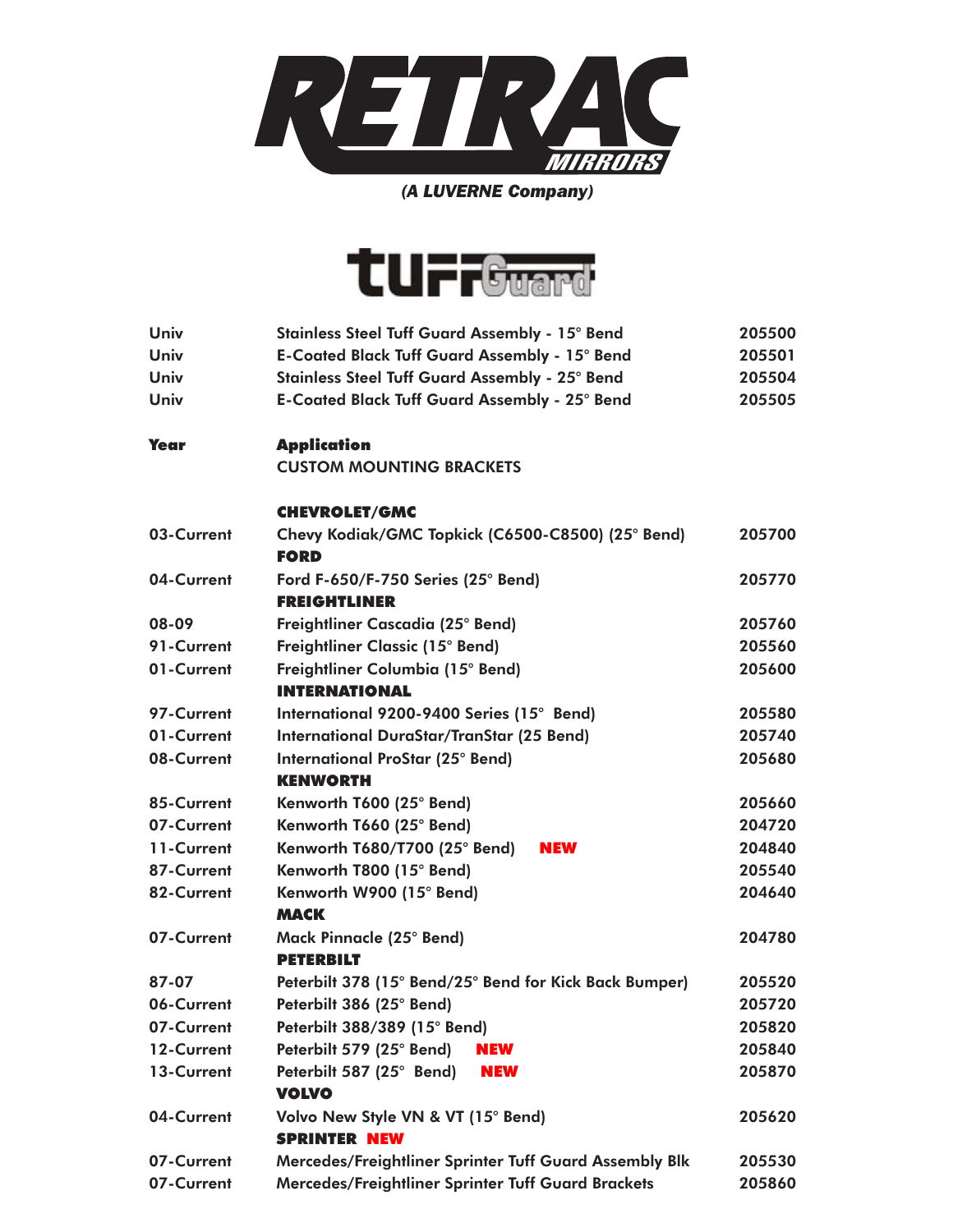# RETRAC MIRRORS

*(A LUVERNE Company)*

## tuffGuard

| | | |
|---|---|---|
| Univ | Stainless Steel Tuff Guard Assembly - 15° Bend | 205500 |
| Univ | E-Coated Black Tuff Guard Assembly - 15° Bend | 205501 |
| Univ | Stainless Steel Tuff Guard Assembly - 25° Bend | 205504 |
| Univ | E-Coated Black Tuff Guard Assembly - 25° Bend | 205505 |

| **Year** | **Application** | |
|---|---|---|
| | CUSTOM MOUNTING BRACKETS | |
| | **CHEVROLET/GMC** | |
| 03-Current | Chevy Kodiak/GMC Topkick (C6500-C8500) (25° Bend) | 205700 |
| | **FORD** | |
| 04-Current | Ford F-650/F-750 Series (25° Bend) | 205770 |
| | **FREIGHTLINER** | |
| 08-09 | Freightliner Cascadia (25° Bend) | 205760 |
| 91-Current | Freightliner Classic (15° Bend) | 205560 |
| 01-Current | Freightliner Columbia (15° Bend) | 205600 |
| | **INTERNATIONAL** | |
| 97-Current | International 9200-9400 Series (15° Bend) | 205580 |
| 01-Current | International DuraStar/TranStar (25 Bend) | 205740 |
| 08-Current | International ProStar (25° Bend) | 205680 |
| | **KENWORTH** | |
| 85-Current | Kenworth T600 (25° Bend) | 205660 |
| 07-Current | Kenworth T660 (25° Bend) | 204720 |
| 11-Current | Kenworth T680/T700 (25° Bend) **NEW** | 204840 |
| 87-Current | Kenworth T800 (15° Bend) | 205540 |
| 82-Current | Kenworth W900 (15° Bend) | 204640 |
| | **MACK** | |
| 07-Current | Mack Pinnacle (25° Bend) | 204780 |
| | **PETERBILT** | |
| 87-07 | Peterbilt 378 (15° Bend/25° Bend for Kick Back Bumper) | 205520 |
| 06-Current | Peterbilt 386 (25° Bend) | 205720 |
| 07-Current | Peterbilt 388/389 (15° Bend) | 205820 |
| 12-Current | Peterbilt 579 (25° Bend) **NEW** | 205840 |
| 13-Current | Peterbilt 587 (25° Bend) **NEW** | 205870 |
| | **VOLVO** | |
| 04-Current | Volvo New Style VN & VT (15° Bend) | 205620 |
| | **SPRINTER NEW** | |
| 07-Current | Mercedes/Freightliner Sprinter Tuff Guard Assembly Blk | 205530 |
| 07-Current | Mercedes/Freightliner Sprinter Tuff Guard Brackets | 205860 |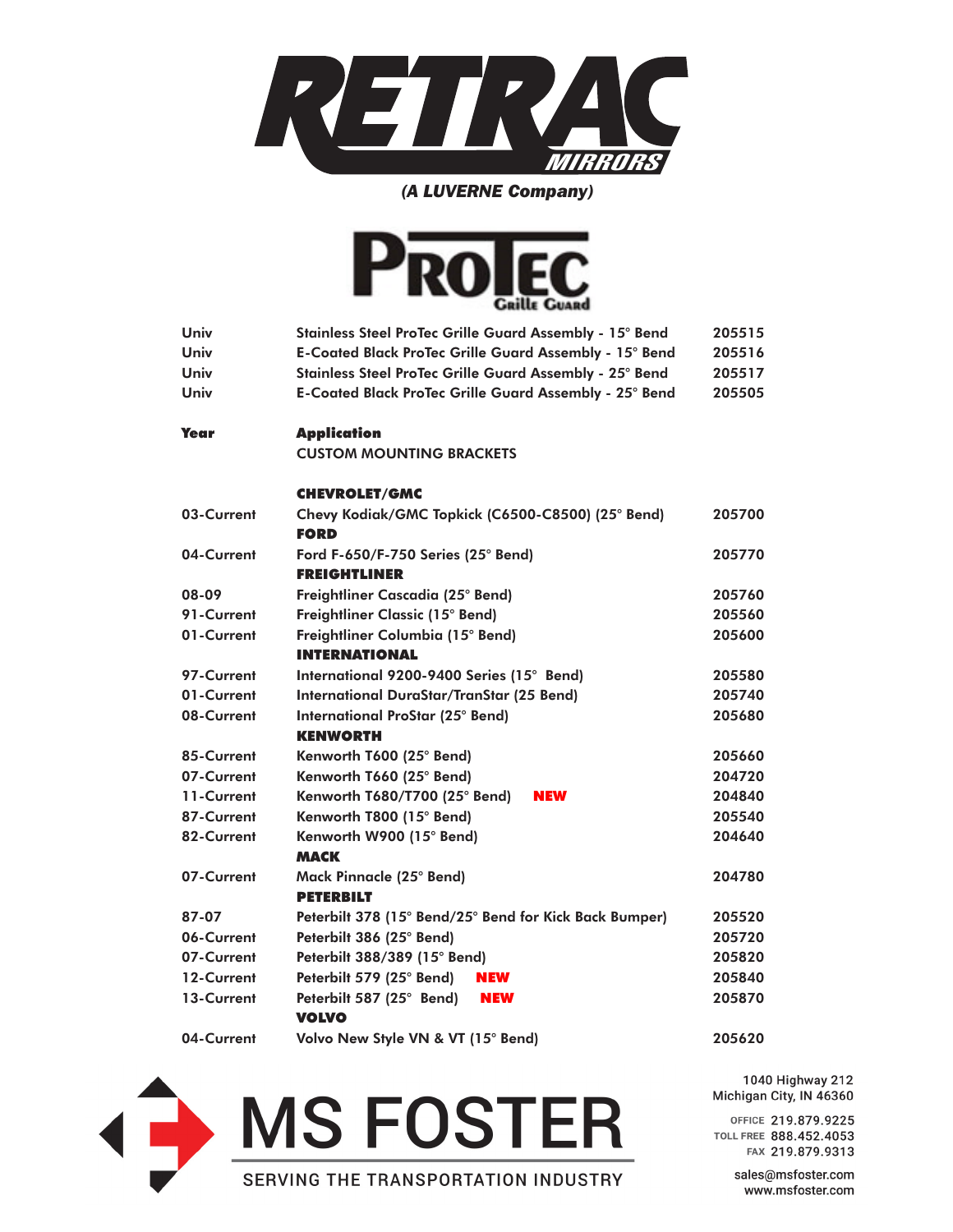# RETRAC MIRRORS

*(A LUVERNE Company)*

## ProTec Grille Guard

| | | |
|---|---|---|
| Univ | Stainless Steel ProTec Grille Guard Assembly - 15° Bend | 205515 |
| Univ | E-Coated Black ProTec Grille Guard Assembly - 15° Bend | 205516 |
| Univ | Stainless Steel ProTec Grille Guard Assembly - 25° Bend | 205517 |
| Univ | E-Coated Black ProTec Grille Guard Assembly - 25° Bend | 205505 |

| **Year** | **Application** | |
|---|---|---|
| | CUSTOM MOUNTING BRACKETS | |
| | **CHEVROLET/GMC** | |
| 03-Current | Chevy Kodiak/GMC Topkick (C6500-C8500) (25° Bend) | 205700 |
| | **FORD** | |
| 04-Current | Ford F-650/F-750 Series (25° Bend) | 205770 |
| | **FREIGHTLINER** | |
| 08-09 | Freightliner Cascadia (25° Bend) | 205760 |
| 91-Current | Freightliner Classic (15° Bend) | 205560 |
| 01-Current | Freightliner Columbia (15° Bend) | 205600 |
| | **INTERNATIONAL** | |
| 97-Current | International 9200-9400 Series (15° Bend) | 205580 |
| 01-Current | International DuraStar/TranStar (25 Bend) | 205740 |
| 08-Current | International ProStar (25° Bend) | 205680 |
| | **KENWORTH** | |
| 85-Current | Kenworth T600 (25° Bend) | 205660 |
| 07-Current | Kenworth T660 (25° Bend) | 204720 |
| 11-Current | Kenworth T680/T700 (25° Bend) **NEW** | 204840 |
| 87-Current | Kenworth T800 (15° Bend) | 205540 |
| 82-Current | Kenworth W900 (15° Bend) | 204640 |
| | **MACK** | |
| 07-Current | Mack Pinnacle (25° Bend) | 204780 |
| | **PETERBILT** | |
| 87-07 | Peterbilt 378 (15° Bend/25° Bend for Kick Back Bumper) | 205520 |
| 06-Current | Peterbilt 386 (25° Bend) | 205720 |
| 07-Current | Peterbilt 388/389 (15° Bend) | 205820 |
| 12-Current | Peterbilt 579 (25° Bend) **NEW** | 205840 |
| 13-Current | Peterbilt 587 (25° Bend) **NEW** | 205870 |
| | **VOLVO** | |
| 04-Current | Volvo New Style VN & VT (15° Bend) | 205620 |

MS FOSTER

SERVING THE TRANSPORTATION INDUSTRY

1040 Highway 212
Michigan City, IN 46360

OFFICE 219.879.9225
TOLL FREE 888.452.4053
FAX 219.879.9313

sales@msfoster.com
www.msfoster.com